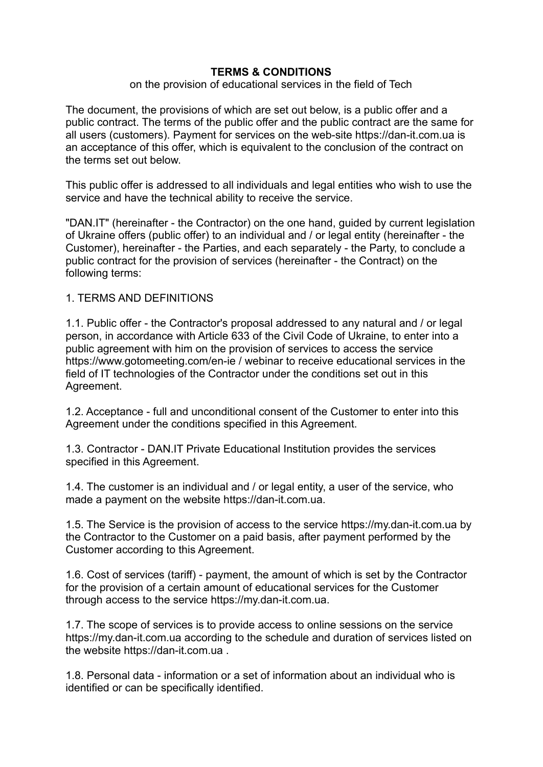# TERMS & CONDITIONS

on the provision of educational services in the field of Tech

The document, the provisions of which are set out below, is a public offer and a public contract. The terms of the public offer and the public contract are the same for all users (customers). Payment for services on the web-site https://dan-it.com.ua is an acceptance of this offer, which is equivalent to the conclusion of the contract on the terms set out below.

This public offer is addressed to all individuals and legal entities who wish to use the service and have the technical ability to receive the service.

"DAN.IT" (hereinafter - the Contractor) on the one hand, guided by current legislation of Ukraine offers (public offer) to an individual and / or legal entity (hereinafter - the Customer), hereinafter - the Parties, and each separately - the Party, to conclude a public contract for the provision of services (hereinafter - the Contract) on the following terms:

1. TERMS AND DEFINITIONS

1.1. Public offer - the Contractor's proposal addressed to any natural and / or legal person, in accordance with Article 633 of the Civil Code of Ukraine, to enter into a public agreement with him on the provision of services to access the service https://www.gotomeeting.com/en-ie / webinar to receive educational services in the field of IT technologies of the Contractor under the conditions set out in this Agreement.

1.2. Acceptance - full and unconditional consent of the Customer to enter into this Agreement under the conditions specified in this Agreement.

1.3. Contractor - DAN.IT Private Educational Institution provides the services specified in this Agreement.

1.4. The customer is an individual and / or legal entity, a user of the service, who made a payment on the website https://dan-it.com.ua.

1.5. The Service is the provision of access to the service https://my.dan-it.com.ua by the Contractor to the Customer on a paid basis, after payment performed by the Customer according to this Agreement.

1.6. Cost of services (tariff) - payment, the amount of which is set by the Contractor for the provision of a certain amount of educational services for the Customer through access to the service https://my.dan-it.com.ua.

1.7. The scope of services is to provide access to online sessions on the service https://my.dan-it.com.ua according to the schedule and duration of services listed on the website https://dan-it.com.ua .

1.8. Personal data - information or a set of information about an individual who is identified or can be specifically identified.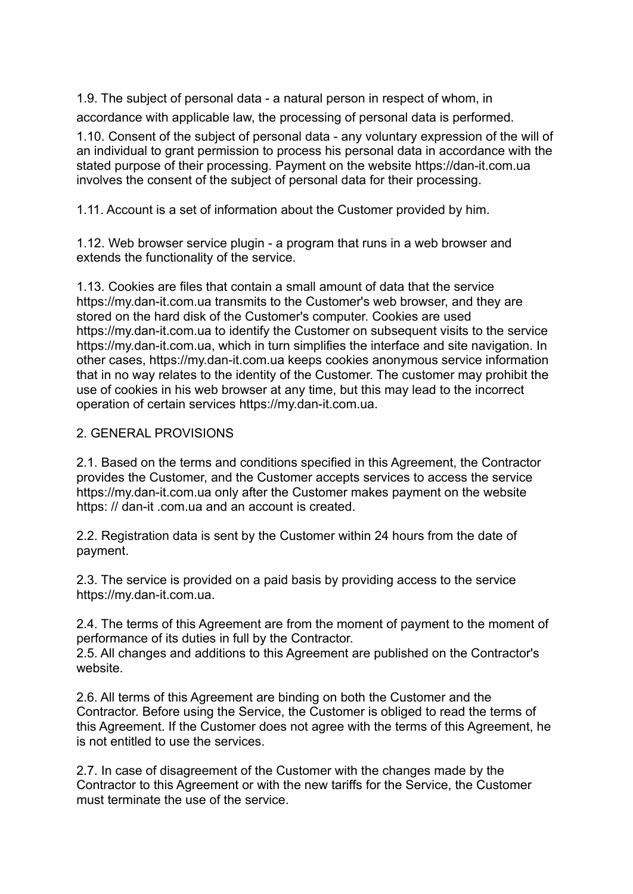1.9. The subject of personal data - a natural person in respect of whom, in accordance with applicable law, the processing of personal data is performed.

1.10. Consent of the subject of personal data - any voluntary expression of the will of an individual to grant permission to process his personal data in accordance with the stated purpose of their processing. Payment on the website https://dan-it.com.ua involves the consent of the subject of personal data for their processing.

1.11. Account is a set of information about the Customer provided by him.

1.12. Web browser service plugin - a program that runs in a web browser and extends the functionality of the service.

1.13. Cookies are files that contain a small amount of data that the service https://my.dan-it.com.ua transmits to the Customer's web browser, and they are stored on the hard disk of the Customer's computer. Cookies are used https://my.dan-it.com.ua to identify the Customer on subsequent visits to the service https://my.dan-it.com.ua, which in turn simplifies the interface and site navigation. In other cases, https://my.dan-it.com.ua keeps cookies anonymous service information that in no way relates to the identity of the Customer. The customer may prohibit the use of cookies in his web browser at any time, but this may lead to the incorrect operation of certain services https://my.dan-it.com.ua.

## 2. GENERAL PROVISIONS

2.1. Based on the terms and conditions specified in this Agreement, the Contractor provides the Customer, and the Customer accepts services to access the service https://my.dan-it.com.ua only after the Customer makes payment on the website https: // dan-it .com.ua and an account is created.

2.2. Registration data is sent by the Customer within 24 hours from the date of payment.

2.3. The service is provided on a paid basis by providing access to the service https://my.dan-it.com.ua.

2.4. The terms of this Agreement are from the moment of payment to the moment of performance of its duties in full by the Contractor.

2.5. All changes and additions to this Agreement are published on the Contractor's website.

2.6. All terms of this Agreement are binding on both the Customer and the Contractor. Before using the Service, the Customer is obliged to read the terms of this Agreement. If the Customer does not agree with the terms of this Agreement, he is not entitled to use the services.

2.7. In case of disagreement of the Customer with the changes made by the Contractor to this Agreement or with the new tariffs for the Service, the Customer must terminate the use of the service.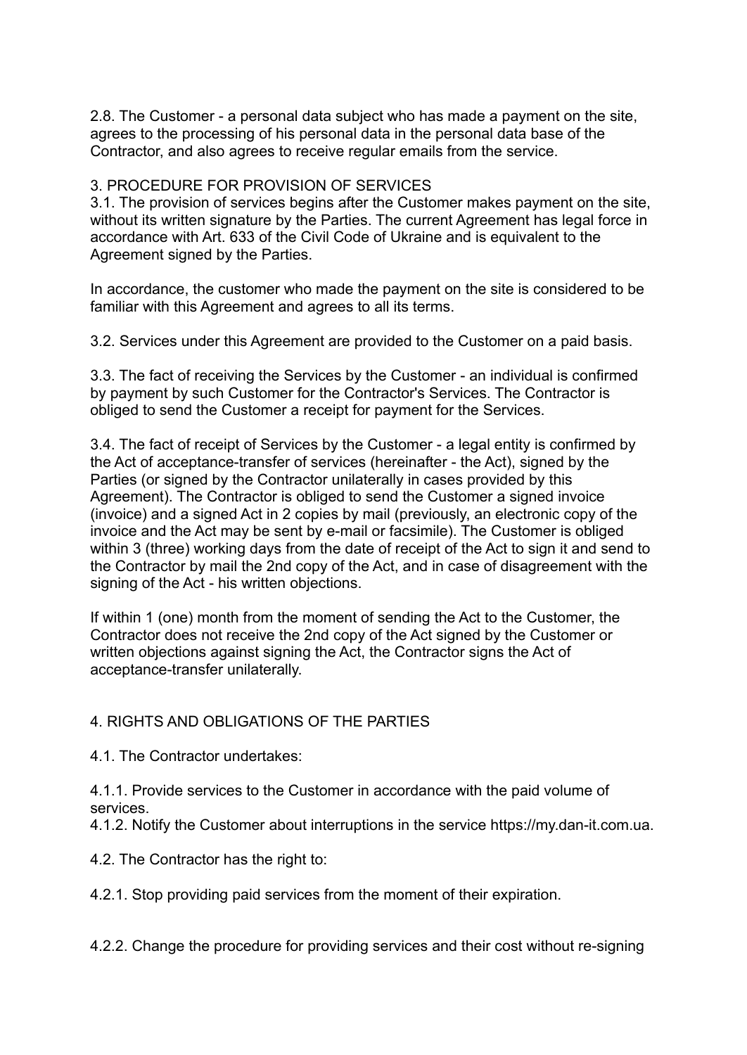2.8. The Customer - a personal data subject who has made a payment on the site, agrees to the processing of his personal data in the personal data base of the Contractor, and also agrees to receive regular emails from the service.

## 3. PROCEDURE FOR PROVISION OF SERVICES

3.1. The provision of services begins after the Customer makes payment on the site, without its written signature by the Parties. The current Agreement has legal force in accordance with Art. 633 of the Civil Code of Ukraine and is equivalent to the Agreement signed by the Parties.

In accordance, the customer who made the payment on the site is considered to be familiar with this Agreement and agrees to all its terms.

3.2. Services under this Agreement are provided to the Customer on a paid basis.

3.3. The fact of receiving the Services by the Customer - an individual is confirmed by payment by such Customer for the Contractor's Services. The Contractor is obliged to send the Customer a receipt for payment for the Services.

3.4. The fact of receipt of Services by the Customer - a legal entity is confirmed by the Act of acceptance-transfer of services (hereinafter - the Act), signed by the Parties (or signed by the Contractor unilaterally in cases provided by this Agreement). The Contractor is obliged to send the Customer a signed invoice (invoice) and a signed Act in 2 copies by mail (previously, an electronic copy of the invoice and the Act may be sent by e-mail or facsimile). The Customer is obliged within 3 (three) working days from the date of receipt of the Act to sign it and send to the Contractor by mail the 2nd copy of the Act, and in case of disagreement with the signing of the Act - his written objections.

If within 1 (one) month from the moment of sending the Act to the Customer, the Contractor does not receive the 2nd copy of the Act signed by the Customer or written objections against signing the Act, the Contractor signs the Act of acceptance-transfer unilaterally.

## 4. RIGHTS AND OBLIGATIONS OF THE PARTIES

4.1. The Contractor undertakes:

4.1.1. Provide services to the Customer in accordance with the paid volume of services.

4.1.2. Notify the Customer about interruptions in the service https://my.dan-it.com.ua.

4.2. The Contractor has the right to:

4.2.1. Stop providing paid services from the moment of their expiration.

4.2.2. Change the procedure for providing services and their cost without re-signing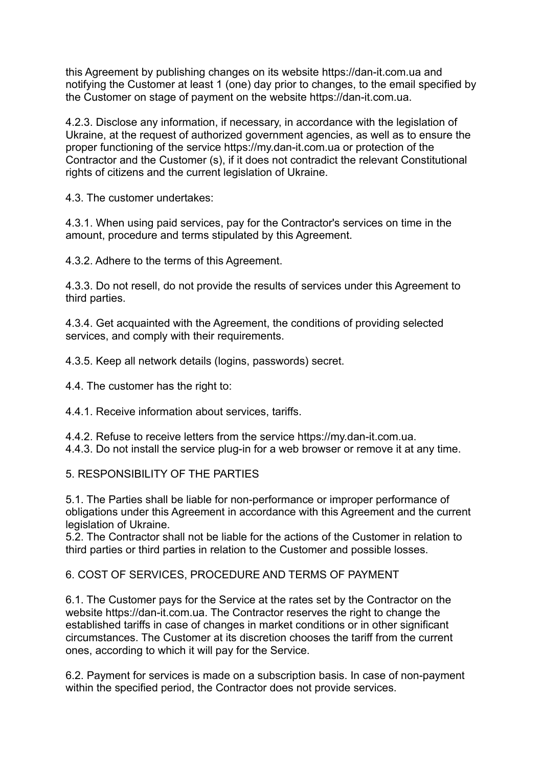this Agreement by publishing changes on its website https://dan-it.com.ua and notifying the Customer at least 1 (one) day prior to changes, to the email specified by the Customer on stage of payment on the website https://dan-it.com.ua.

4.2.3. Disclose any information, if necessary, in accordance with the legislation of Ukraine, at the request of authorized government agencies, as well as to ensure the proper functioning of the service https://my.dan-it.com.ua or protection of the Contractor and the Customer (s), if it does not contradict the relevant Constitutional rights of citizens and the current legislation of Ukraine.

4.3. The customer undertakes:

4.3.1. When using paid services, pay for the Contractor's services on time in the amount, procedure and terms stipulated by this Agreement.

4.3.2. Adhere to the terms of this Agreement.

4.3.3. Do not resell, do not provide the results of services under this Agreement to third parties.

4.3.4. Get acquainted with the Agreement, the conditions of providing selected services, and comply with their requirements.

4.3.5. Keep all network details (logins, passwords) secret.

4.4. The customer has the right to:

4.4.1. Receive information about services, tariffs.

4.4.2. Refuse to receive letters from the service https://my.dan-it.com.ua.
4.4.3. Do not install the service plug-in for a web browser or remove it at any time.

## 5. RESPONSIBILITY OF THE PARTIES

5.1. The Parties shall be liable for non-performance or improper performance of obligations under this Agreement in accordance with this Agreement and the current legislation of Ukraine.
5.2. The Contractor shall not be liable for the actions of the Customer in relation to third parties or third parties in relation to the Customer and possible losses.

## 6. COST OF SERVICES, PROCEDURE AND TERMS OF PAYMENT

6.1. The Customer pays for the Service at the rates set by the Contractor on the website https://dan-it.com.ua. The Contractor reserves the right to change the established tariffs in case of changes in market conditions or in other significant circumstances. The Customer at its discretion chooses the tariff from the current ones, according to which it will pay for the Service.

6.2. Payment for services is made on a subscription basis. In case of non-payment within the specified period, the Contractor does not provide services.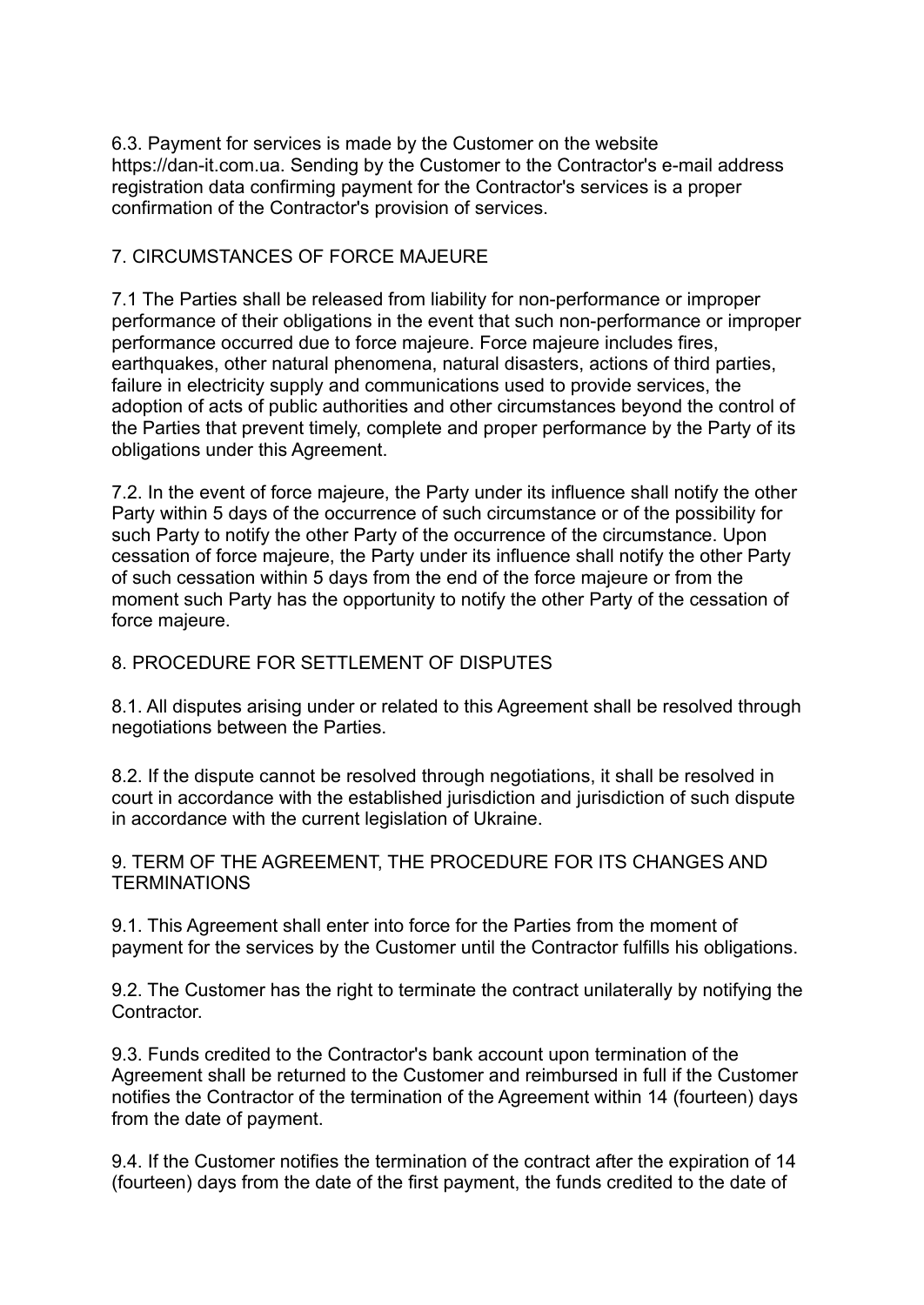6.3. Payment for services is made by the Customer on the website https://dan-it.com.ua. Sending by the Customer to the Contractor's e-mail address registration data confirming payment for the Contractor's services is a proper confirmation of the Contractor's provision of services.

## 7. CIRCUMSTANCES OF FORCE MAJEURE

7.1 The Parties shall be released from liability for non-performance or improper performance of their obligations in the event that such non-performance or improper performance occurred due to force majeure. Force majeure includes fires, earthquakes, other natural phenomena, natural disasters, actions of third parties, failure in electricity supply and communications used to provide services, the adoption of acts of public authorities and other circumstances beyond the control of the Parties that prevent timely, complete and proper performance by the Party of its obligations under this Agreement.

7.2. In the event of force majeure, the Party under its influence shall notify the other Party within 5 days of the occurrence of such circumstance or of the possibility for such Party to notify the other Party of the occurrence of the circumstance. Upon cessation of force majeure, the Party under its influence shall notify the other Party of such cessation within 5 days from the end of the force majeure or from the moment such Party has the opportunity to notify the other Party of the cessation of force majeure.

## 8. PROCEDURE FOR SETTLEMENT OF DISPUTES

8.1. All disputes arising under or related to this Agreement shall be resolved through negotiations between the Parties.

8.2. If the dispute cannot be resolved through negotiations, it shall be resolved in court in accordance with the established jurisdiction and jurisdiction of such dispute in accordance with the current legislation of Ukraine.

## 9. TERM OF THE AGREEMENT, THE PROCEDURE FOR ITS CHANGES AND TERMINATIONS

9.1. This Agreement shall enter into force for the Parties from the moment of payment for the services by the Customer until the Contractor fulfills his obligations.

9.2. The Customer has the right to terminate the contract unilaterally by notifying the Contractor.

9.3. Funds credited to the Contractor's bank account upon termination of the Agreement shall be returned to the Customer and reimbursed in full if the Customer notifies the Contractor of the termination of the Agreement within 14 (fourteen) days from the date of payment.

9.4. If the Customer notifies the termination of the contract after the expiration of 14 (fourteen) days from the date of the first payment, the funds credited to the date of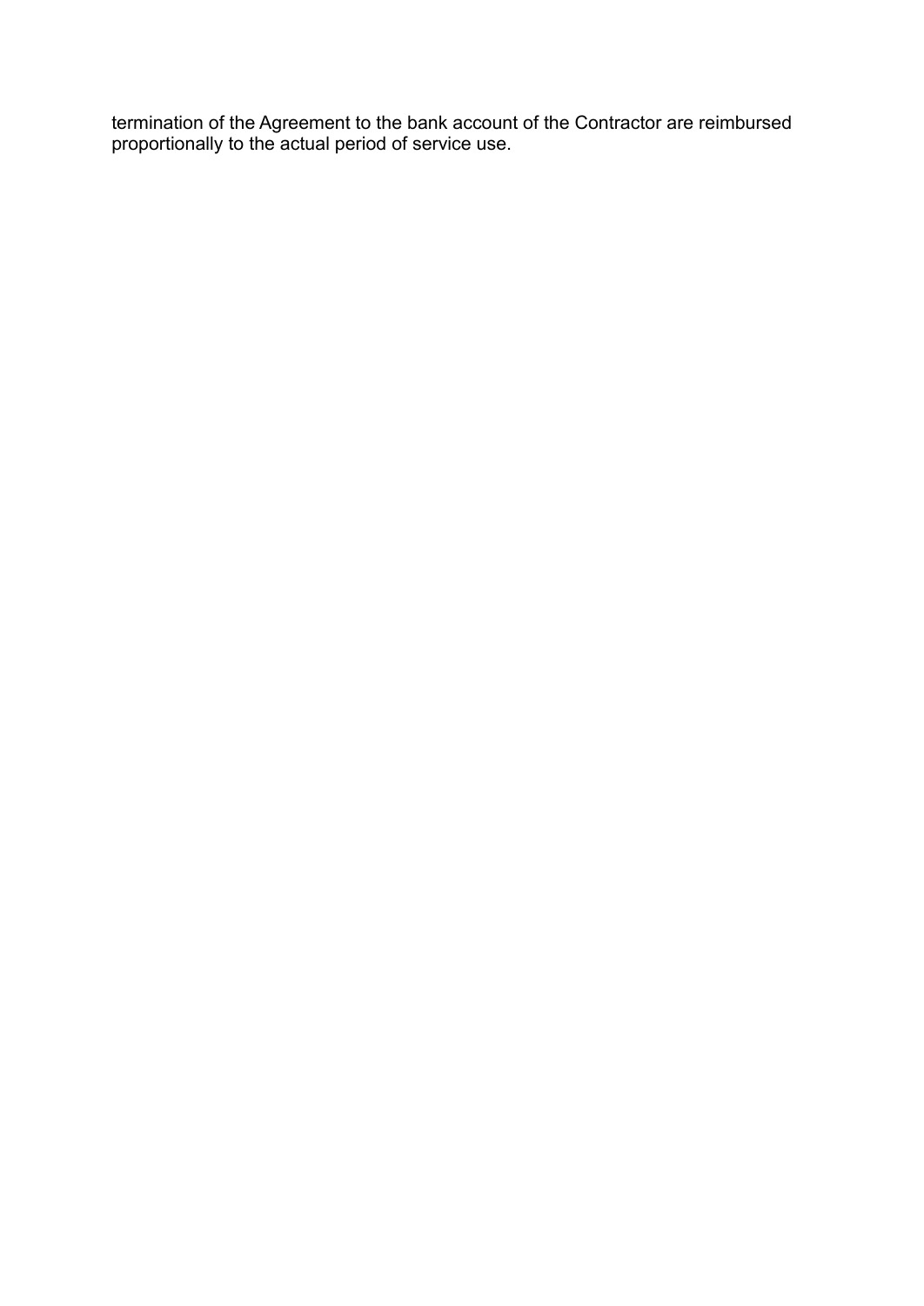termination of the Agreement to the bank account of the Contractor are reimbursed proportionally to the actual period of service use.